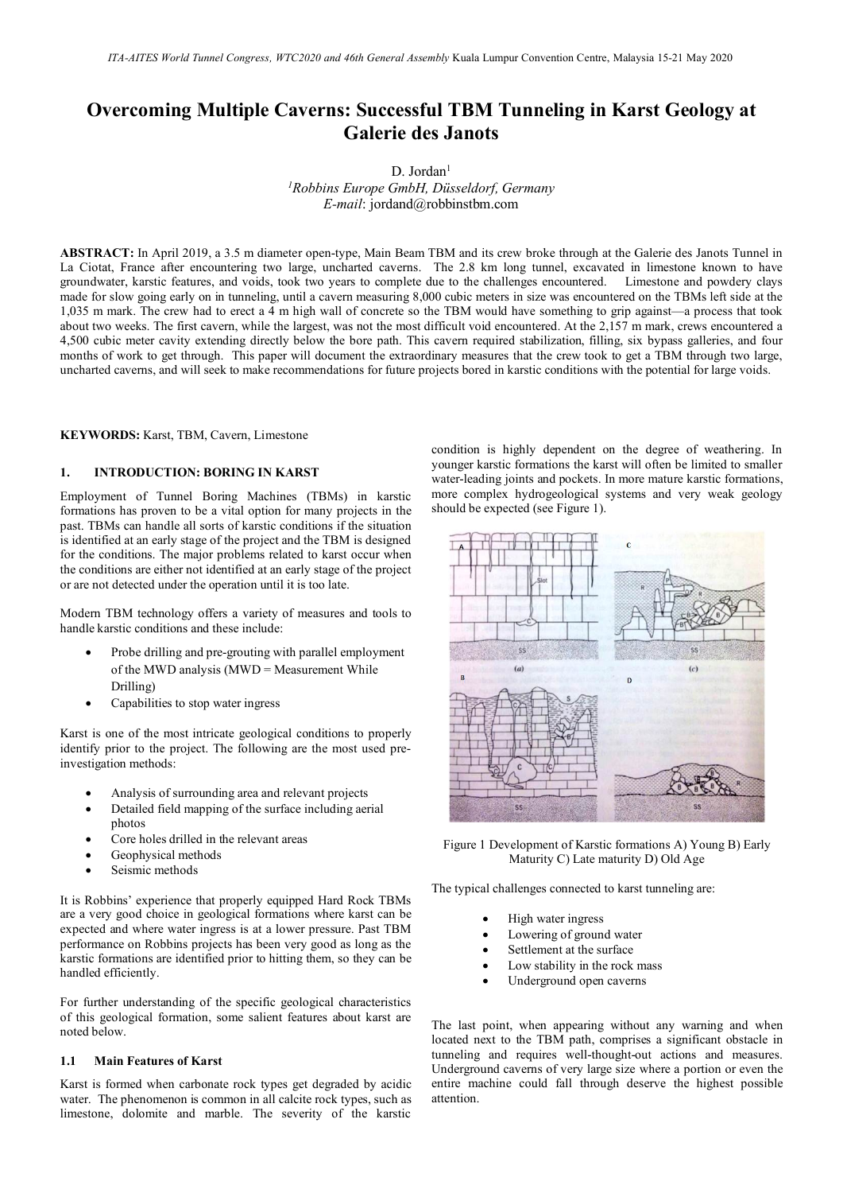# Overcoming Multiple Caverns: Successful TBM Tunneling in Karst Geology at Galerie des Janots

D. Jordan[1]

[1]*Robbins Europe GmbH, Düsseldorf, Germany*
*E-mail*: jordand@robbinstbm.com

**ABSTRACT:** In April 2019, a 3.5 m diameter open-type, Main Beam TBM and its crew broke through at the Galerie des Janots Tunnel in La Ciotat, France after encountering two large, uncharted caverns. The 2.8 km long tunnel, excavated in limestone known to have groundwater, karstic features, and voids, took two years to complete due to the challenges encountered. Limestone and powdery clays made for slow going early on in tunneling, until a cavern measuring 8,000 cubic meters in size was encountered on the TBMs left side at the 1,035 m mark. The crew had to erect a 4 m high wall of concrete so the TBM would have something to grip against—a process that took about two weeks. The first cavern, while the largest, was not the most difficult void encountered. At the 2,157 m mark, crews encountered a 4,500 cubic meter cavity extending directly below the bore path. This cavern required stabilization, filling, six bypass galleries, and four months of work to get through. This paper will document the extraordinary measures that the crew took to get a TBM through two large, uncharted caverns, and will seek to make recommendations for future projects bored in karstic conditions with the potential for large voids.

**KEYWORDS:** Karst, TBM, Cavern, Limestone

## 1. INTRODUCTION: BORING IN KARST

Employment of Tunnel Boring Machines (TBMs) in karstic formations has proven to be a vital option for many projects in the past. TBMs can handle all sorts of karstic conditions if the situation is identified at an early stage of the project and the TBM is designed for the conditions. The major problems related to karst occur when the conditions are either not identified at an early stage of the project or are not detected under the operation until it is too late.

Modern TBM technology offers a variety of measures and tools to handle karstic conditions and these include:

- Probe drilling and pre-grouting with parallel employment of the MWD analysis (MWD = Measurement While Drilling)
- Capabilities to stop water ingress

Karst is one of the most intricate geological conditions to properly identify prior to the project. The following are the most used pre-investigation methods:

- Analysis of surrounding area and relevant projects
- Detailed field mapping of the surface including aerial photos
- Core holes drilled in the relevant areas
- Geophysical methods
- Seismic methods

It is Robbins' experience that properly equipped Hard Rock TBMs are a very good choice in geological formations where karst can be expected and where water ingress is at a lower pressure. Past TBM performance on Robbins projects has been very good as long as the karstic formations are identified prior to hitting them, so they can be handled efficiently.

For further understanding of the specific geological characteristics of this geological formation, some salient features about karst are noted below.

### 1.1 Main Features of Karst

Karst is formed when carbonate rock types get degraded by acidic water. The phenomenon is common in all calcite rock types, such as limestone, dolomite and marble. The severity of the karstic condition is highly dependent on the degree of weathering. In younger karstic formations the karst will often be limited to smaller water-leading joints and pockets. In more mature karstic formations, more complex hydrogeological systems and very weak geology should be expected (see Figure 1).

Figure 1 Development of Karstic formations A) Young B) Early Maturity C) Late maturity D) Old Age

The typical challenges connected to karst tunneling are:

- High water ingress
- Lowering of ground water
- Settlement at the surface
- Low stability in the rock mass
- Underground open caverns

The last point, when appearing without any warning and when located next to the TBM path, comprises a significant obstacle in tunneling and requires well-thought-out actions and measures. Underground caverns of very large size where a portion or even the entire machine could fall through deserve the highest possible attention.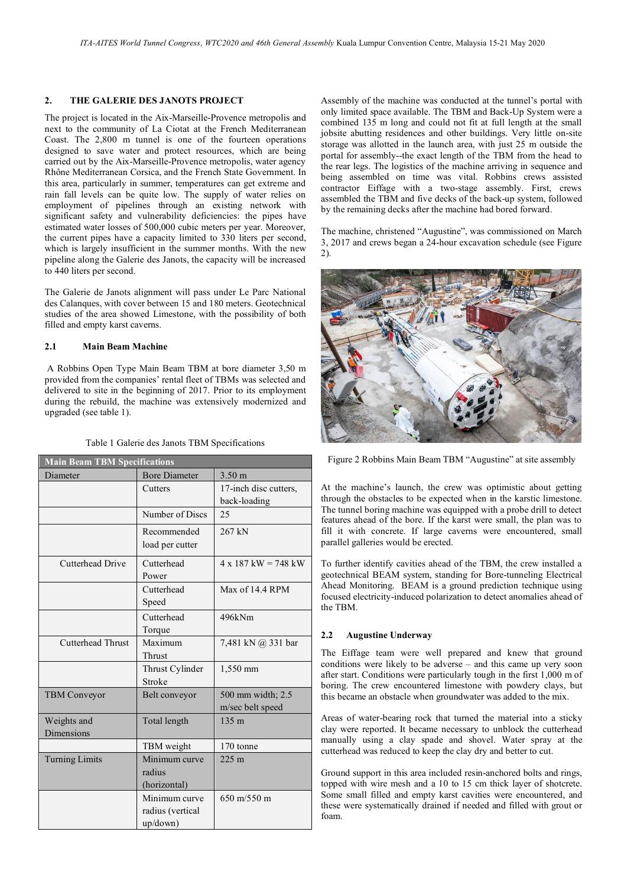## 2. THE GALERIE DES JANOTS PROJECT

The project is located in the Aix-Marseille-Provence metropolis and next to the community of La Ciotat at the French Mediterranean Coast. The 2,800 m tunnel is one of the fourteen operations designed to save water and protect resources, which are being carried out by the Aix-Marseille-Provence metropolis, water agency Rhône Mediterranean Corsica, and the French State Government. In this area, particularly in summer, temperatures can get extreme and rain fall levels can be quite low. The supply of water relies on employment of pipelines through an existing network with significant safety and vulnerability deficiencies: the pipes have estimated water losses of 500,000 cubic meters per year. Moreover, the current pipes have a capacity limited to 330 liters per second, which is largely insufficient in the summer months. With the new pipeline along the Galerie des Janots, the capacity will be increased to 440 liters per second.

The Galerie de Janots alignment will pass under Le Parc National des Calanques, with cover between 15 and 180 meters. Geotechnical studies of the area showed Limestone, with the possibility of both filled and empty karst caverns.

### 2.1 Main Beam Machine

A Robbins Open Type Main Beam TBM at bore diameter 3,50 m provided from the companies' rental fleet of TBMs was selected and delivered to site in the beginning of 2017. Prior to its employment during the rebuild, the machine was extensively modernized and upgraded (see table 1).

Table 1 Galerie des Janots TBM Specifications

| Main Beam TBM Specifications | | |
|---|---|---|
| Diameter | Bore Diameter | 3.50 m |
| | Cutters | 17-inch disc cutters, back-loading |
| | Number of Discs | 25 |
| | Recommended load per cutter | 267 kN |
| Cutterhead Drive | Cutterhead Power | 4 x 187 kW = 748 kW |
| | Cutterhead Speed | Max of 14.4 RPM |
| | Cutterhead Torque | 496kNm |
| Cutterhead Thrust | Maximum Thrust | 7,481 kN @ 331 bar |
| | Thrust Cylinder Stroke | 1,550 mm |
| TBM Conveyor | Belt conveyor | 500 mm width; 2.5 m/sec belt speed |
| Weights and Dimensions | Total length | 135 m |
| | TBM weight | 170 tonne |
| Turning Limits | Minimum curve radius (horizontal) | 225 m |
| | Minimum curve radius (vertical up/down) | 650 m/550 m |

Assembly of the machine was conducted at the tunnel's portal with only limited space available. The TBM and Back-Up System were a combined 135 m long and could not fit at full length at the small jobsite abutting residences and other buildings. Very little on-site storage was allotted in the launch area, with just 25 m outside the portal for assembly--the exact length of the TBM from the head to the rear legs. The logistics of the machine arriving in sequence and being assembled on time was vital. Robbins crews assisted contractor Eiffage with a two-stage assembly. First, crews assembled the TBM and five decks of the back-up system, followed by the remaining decks after the machine had bored forward.

The machine, christened "Augustine", was commissioned on March 3, 2017 and crews began a 24-hour excavation schedule (see Figure 2).

Figure 2 Robbins Main Beam TBM "Augustine" at site assembly

At the machine's launch, the crew was optimistic about getting through the obstacles to be expected when in the karstic limestone. The tunnel boring machine was equipped with a probe drill to detect features ahead of the bore. If the karst were small, the plan was to fill it with concrete. If large caverns were encountered, small parallel galleries would be erected.

To further identify cavities ahead of the TBM, the crew installed a geotechnical BEAM system, standing for Bore-tunneling Electrical Ahead Monitoring. BEAM is a ground prediction technique using focused electricity-induced polarization to detect anomalies ahead of the TBM.

### 2.2 Augustine Underway

The Eiffage team were well prepared and knew that ground conditions were likely to be adverse – and this came up very soon after start. Conditions were particularly tough in the first 1,000 m of boring. The crew encountered limestone with powdery clays, but this became an obstacle when groundwater was added to the mix.

Areas of water-bearing rock that turned the material into a sticky clay were reported. It became necessary to unblock the cutterhead manually using a clay spade and shovel. Water spray at the cutterhead was reduced to keep the clay dry and better to cut.

Ground support in this area included resin-anchored bolts and rings, topped with wire mesh and a 10 to 15 cm thick layer of shotcrete. Some small filled and empty karst cavities were encountered, and these were systematically drained if needed and filled with grout or foam.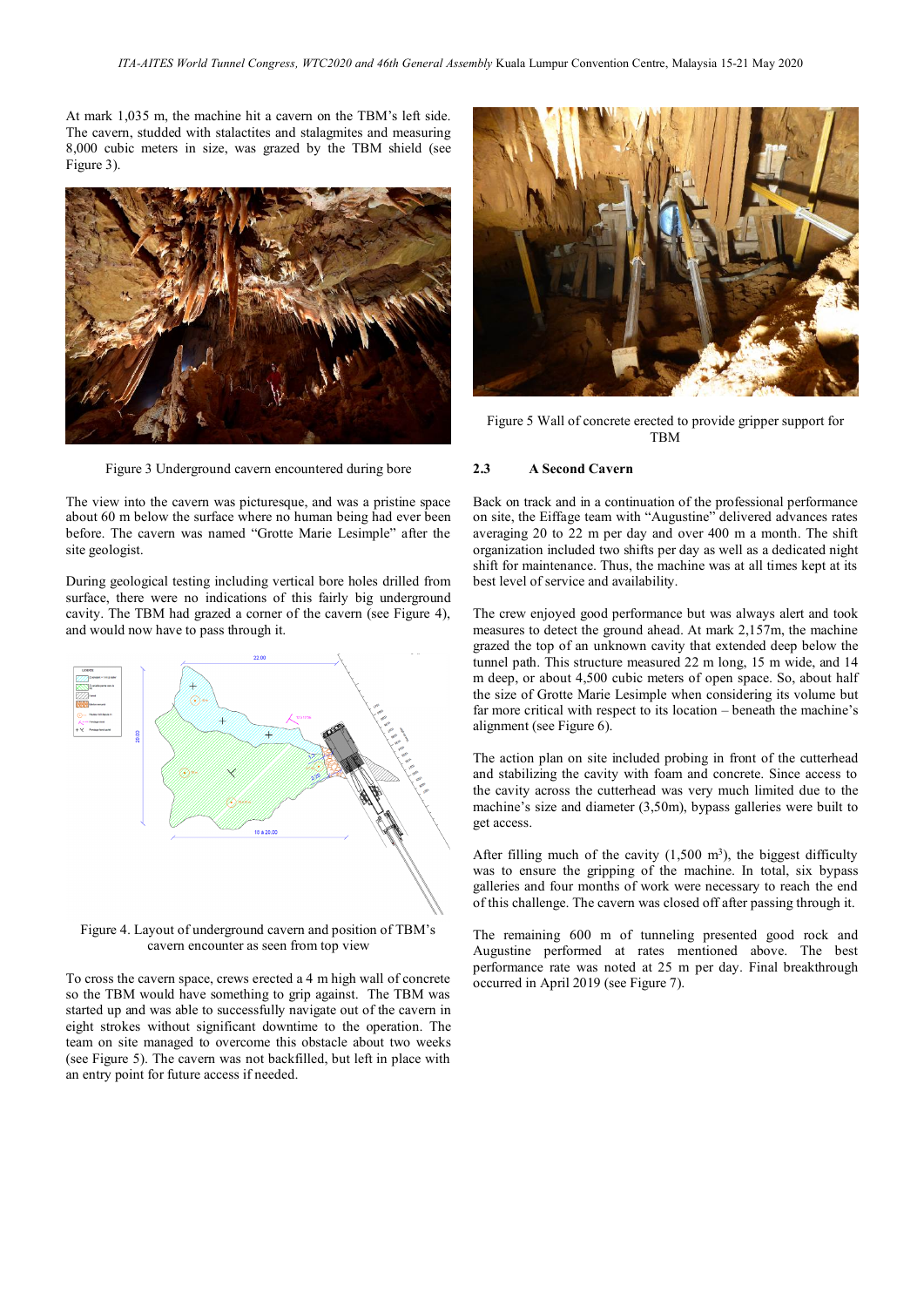At mark 1,035 m, the machine hit a cavern on the TBM's left side. The cavern, studded with stalactites and stalagmites and measuring 8,000 cubic meters in size, was grazed by the TBM shield (see Figure 3).

Figure 3 Underground cavern encountered during bore

The view into the cavern was picturesque, and was a pristine space about 60 m below the surface where no human being had ever been before. The cavern was named "Grotte Marie Lesimple" after the site geologist.

During geological testing including vertical bore holes drilled from surface, there were no indications of this fairly big underground cavity. The TBM had grazed a corner of the cavern (see Figure 4), and would now have to pass through it.

Figure 4. Layout of underground cavern and position of TBM's cavern encounter as seen from top view

To cross the cavern space, crews erected a 4 m high wall of concrete so the TBM would have something to grip against. The TBM was started up and was able to successfully navigate out of the cavern in eight strokes without significant downtime to the operation. The team on site managed to overcome this obstacle about two weeks (see Figure 5). The cavern was not backfilled, but left in place with an entry point for future access if needed.

Figure 5 Wall of concrete erected to provide gripper support for TBM

### 2.3 A Second Cavern

Back on track and in a continuation of the professional performance on site, the Eiffage team with "Augustine" delivered advances rates averaging 20 to 22 m per day and over 400 m a month. The shift organization included two shifts per day as well as a dedicated night shift for maintenance. Thus, the machine was at all times kept at its best level of service and availability.

The crew enjoyed good performance but was always alert and took measures to detect the ground ahead. At mark 2,157m, the machine grazed the top of an unknown cavity that extended deep below the tunnel path. This structure measured 22 m long, 15 m wide, and 14 m deep, or about 4,500 cubic meters of open space. So, about half the size of Grotte Marie Lesimple when considering its volume but far more critical with respect to its location – beneath the machine's alignment (see Figure 6).

The action plan on site included probing in front of the cutterhead and stabilizing the cavity with foam and concrete. Since access to the cavity across the cutterhead was very much limited due to the machine's size and diameter (3,50m), bypass galleries were built to get access.

After filling much of the cavity (1,500 $m^3$), the biggest difficulty was to ensure the gripping of the machine. In total, six bypass galleries and four months of work were necessary to reach the end of this challenge. The cavern was closed off after passing through it.

The remaining 600 m of tunneling presented good rock and Augustine performed at rates mentioned above. The best performance rate was noted at 25 m per day. Final breakthrough occurred in April 2019 (see Figure 7).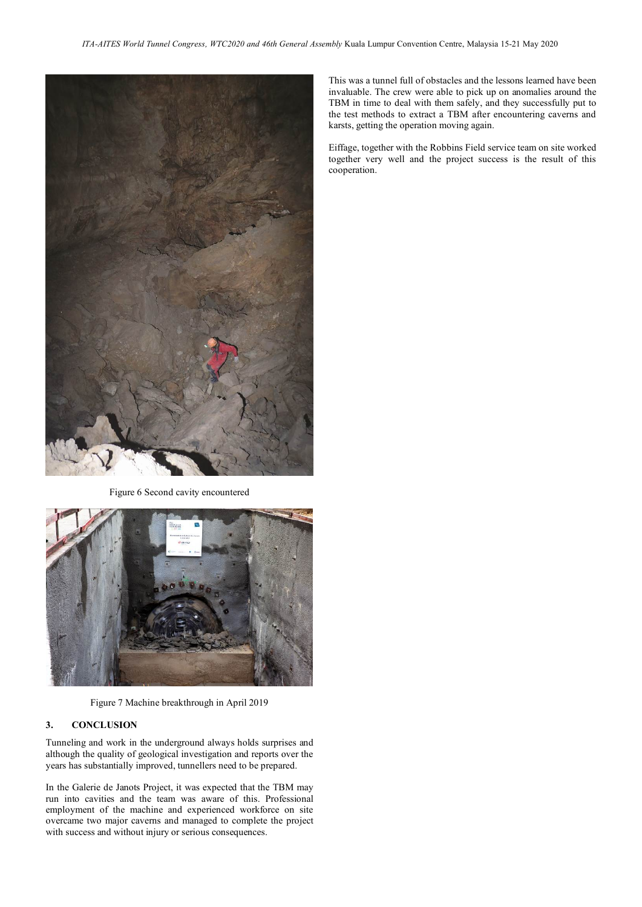Figure 6 Second cavity encountered

Figure 7 Machine breakthrough in April 2019

## 3. CONCLUSION

Tunneling and work in the underground always holds surprises and although the quality of geological investigation and reports over the years has substantially improved, tunnellers need to be prepared.

In the Galerie de Janots Project, it was expected that the TBM may run into cavities and the team was aware of this. Professional employment of the machine and experienced workforce on site overcame two major caverns and managed to complete the project with success and without injury or serious consequences.

This was a tunnel full of obstacles and the lessons learned have been invaluable. The crew were able to pick up on anomalies around the TBM in time to deal with them safely, and they successfully put to the test methods to extract a TBM after encountering caverns and karsts, getting the operation moving again.

Eiffage, together with the Robbins Field service team on site worked together very well and the project success is the result of this cooperation.